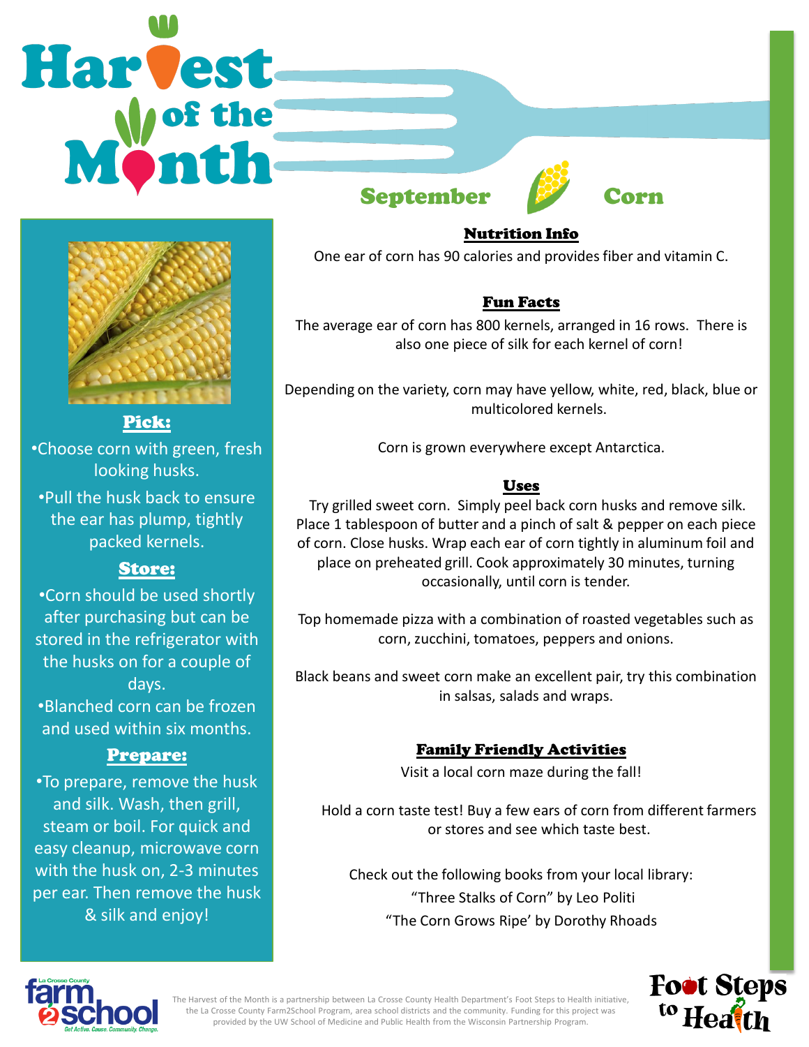# Harvest of the Month

## September — Corn

### Pick:

- Choose corn with green, fresh looking husks.
- Pull the husk back to ensure the ear has plump, tightly packed kernels.

### Store:

- Corn should be used shortly after purchasing but can be stored in the refrigerator with the husks on for a couple of days.
- Blanched corn can be frozen and used within six months.

### Prepare:

- To prepare, remove the husk and silk. Wash, then grill, steam or boil. For quick and easy cleanup, microwave corn with the husk on, 2-3 minutes per ear. Then remove the husk & silk and enjoy!

### Nutrition Info

One ear of corn has 90 calories and provides fiber and vitamin C.

### Fun Facts

The average ear of corn has 800 kernels, arranged in 16 rows. There is also one piece of silk for each kernel of corn!

Depending on the variety, corn may have yellow, white, red, black, blue or multicolored kernels.

Corn is grown everywhere except Antarctica.

### Uses

Try grilled sweet corn. Simply peel back corn husks and remove silk. Place 1 tablespoon of butter and a pinch of salt & pepper on each piece of corn. Close husks. Wrap each ear of corn tightly in aluminum foil and place on preheated grill. Cook approximately 30 minutes, turning occasionally, until corn is tender.

Top homemade pizza with a combination of roasted vegetables such as corn, zucchini, tomatoes, peppers and onions.

Black beans and sweet corn make an excellent pair, try this combination in salsas, salads and wraps.

### Family Friendly Activities

Visit a local corn maze during the fall!

Hold a corn taste test! Buy a few ears of corn from different farmers or stores and see which taste best.

Check out the following books from your local library:
"Three Stalks of Corn" by Leo Politi
"The Corn Grows Ripe' by Dorothy Rhoads

The Harvest of the Month is a partnership between La Crosse County Health Department's Foot Steps to Health initiative, the La Crosse County Farm2School Program, area school districts and the community. Funding for this project was provided by the UW School of Medicine and Public Health from the Wisconsin Partnership Program.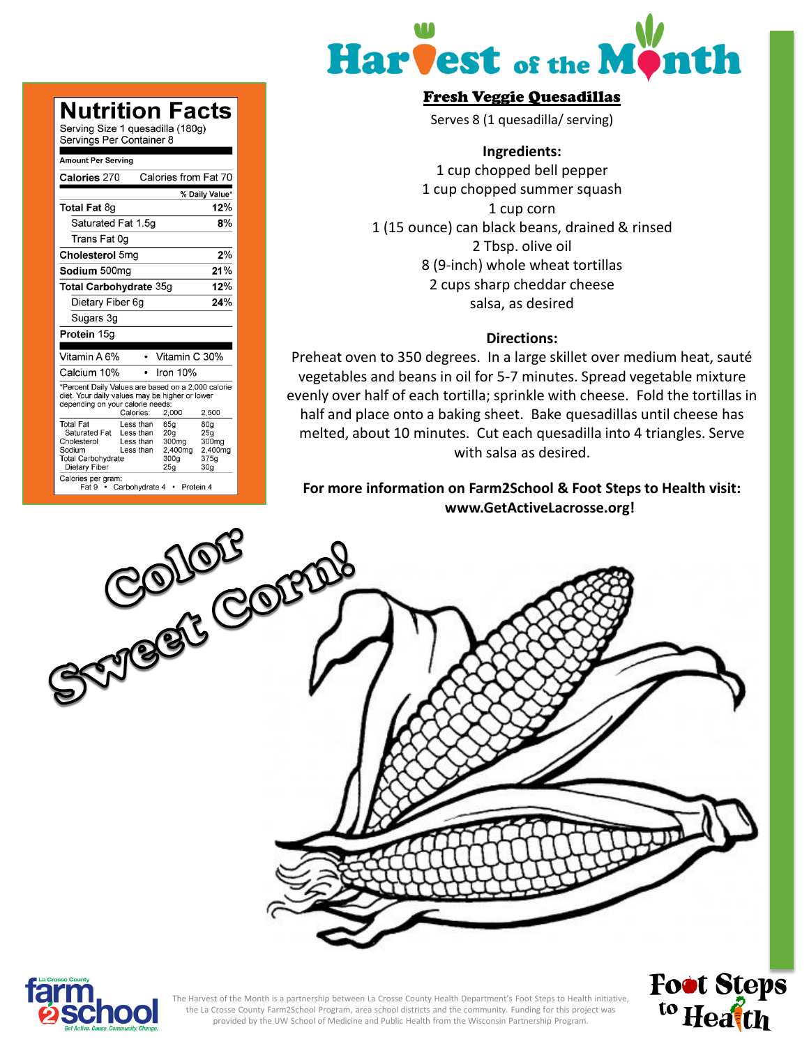# Harvest of the Month

## Nutrition Facts

Serving Size 1 quesadilla (180g)
Servings Per Container 8

| Amount Per Serving | |
|---|---|
| **Calories** 270 | Calories from Fat 70 |
| | % Daily Value* |
| **Total Fat** 8g | **12%** |
| Saturated Fat 1.5g | **8%** |
| Trans Fat 0g | |
| **Cholesterol** 5mg | **2%** |
| **Sodium** 500mg | **21%** |
| **Total Carbohydrate** 35g | **12%** |
| Dietary Fiber 6g | **24%** |
| Sugars 3g | |
| **Protein** 15g | |
| Vitamin A 6% | Vitamin C 30% |
| Calcium 10% | Iron 10% |

*Percent Daily Values are based on a 2,000 calorie diet. Your daily values may be higher or lower depending on your calorie needs:

| | | Calories: 2,000 | 2,500 |
|---|---|---|---|
| Total Fat | Less than | 65g | 80g |
| Saturated Fat | Less than | 20g | 25g |
| Cholesterol | Less than | 300mg | 300mg |
| Sodium | Less than | 2,400mg | 2,400mg |
| Total Carbohydrate | | 300g | 375g |
| Dietary Fiber | | 25g | 30g |

Calories per gram:
Fat 9 • Carbohydrate 4 • Protein 4

## Fresh Veggie Quesadillas

Serves 8 (1 quesadilla/ serving)

**Ingredients:**

1 cup chopped bell pepper
1 cup chopped summer squash
1 cup corn
1 (15 ounce) can black beans, drained & rinsed
2 Tbsp. olive oil
8 (9-inch) whole wheat tortillas
2 cups sharp cheddar cheese
salsa, as desired

**Directions:**

Preheat oven to 350 degrees. In a large skillet over medium heat, sauté vegetables and beans in oil for 5-7 minutes. Spread vegetable mixture evenly over half of each tortilla; sprinkle with cheese. Fold the tortillas in half and place onto a baking sheet. Bake quesadillas until cheese has melted, about 10 minutes. Cut each quesadilla into 4 triangles. Serve with salsa as desired.

**For more information on Farm2School & Foot Steps to Health visit: www.GetActiveLacrosse.org!**

Color Sweet Corn!

La Crosse County farm2school — Get Active. Cause. Community. Change.

The Harvest of the Month is a partnership between La Crosse County Health Department's Foot Steps to Health initiative, the La Crosse County Farm2School Program, area school districts and the community. Funding for this project was provided by the UW School of Medicine and Public Health from the Wisconsin Partnership Program.

Foot Steps to Health